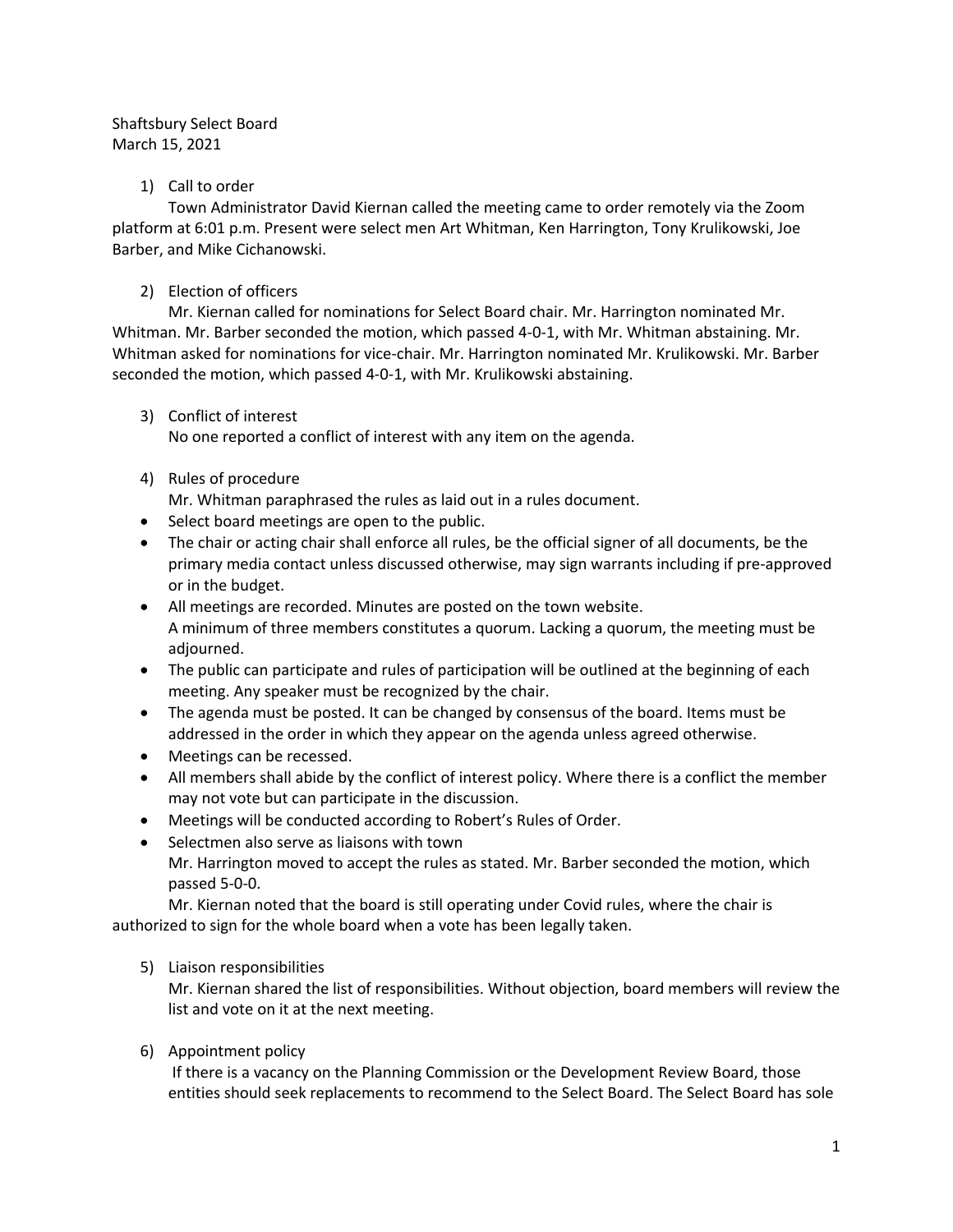Shaftsbury Select Board
March 15, 2021

1) Call to order

Town Administrator David Kiernan called the meeting came to order remotely via the Zoom platform at 6:01 p.m. Present were select men Art Whitman, Ken Harrington, Tony Krulikowski, Joe Barber, and Mike Cichanowski.

2) Election of officers

Mr. Kiernan called for nominations for Select Board chair. Mr. Harrington nominated Mr. Whitman. Mr. Barber seconded the motion, which passed 4-0-1, with Mr. Whitman abstaining. Mr. Whitman asked for nominations for vice-chair. Mr. Harrington nominated Mr. Krulikowski. Mr. Barber seconded the motion, which passed 4-0-1, with Mr. Krulikowski abstaining.

3) Conflict of interest

No one reported a conflict of interest with any item on the agenda.

4) Rules of procedure

Mr. Whitman paraphrased the rules as laid out in a rules document.

- Select board meetings are open to the public.
- The chair or acting chair shall enforce all rules, be the official signer of all documents, be the primary media contact unless discussed otherwise, may sign warrants including if pre-approved or in the budget.
- All meetings are recorded. Minutes are posted on the town website.
  A minimum of three members constitutes a quorum. Lacking a quorum, the meeting must be adjourned.
- The public can participate and rules of participation will be outlined at the beginning of each meeting. Any speaker must be recognized by the chair.
- The agenda must be posted. It can be changed by consensus of the board. Items must be addressed in the order in which they appear on the agenda unless agreed otherwise.
- Meetings can be recessed.
- All members shall abide by the conflict of interest policy. Where there is a conflict the member may not vote but can participate in the discussion.
- Meetings will be conducted according to Robert's Rules of Order.
- Selectmen also serve as liaisons with town
  Mr. Harrington moved to accept the rules as stated. Mr. Barber seconded the motion, which passed 5-0-0.

Mr. Kiernan noted that the board is still operating under Covid rules, where the chair is authorized to sign for the whole board when a vote has been legally taken.

5) Liaison responsibilities

Mr. Kiernan shared the list of responsibilities. Without objection, board members will review the list and vote on it at the next meeting.

6) Appointment policy

If there is a vacancy on the Planning Commission or the Development Review Board, those entities should seek replacements to recommend to the Select Board. The Select Board has sole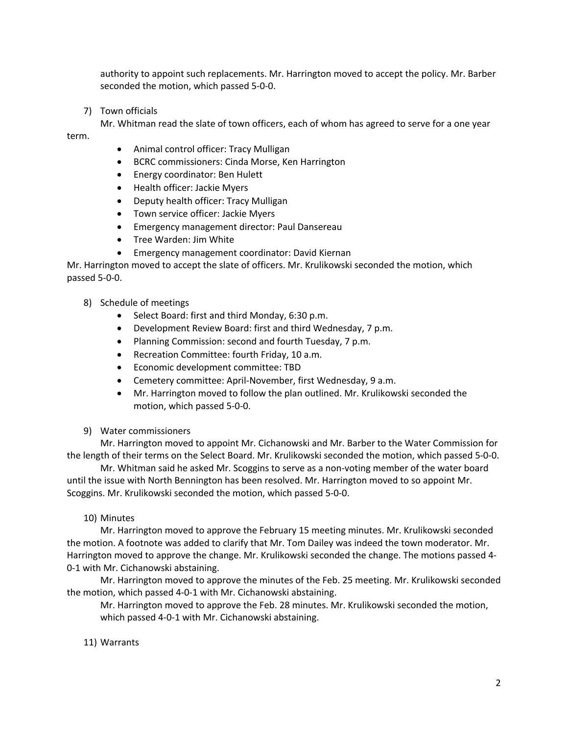authority to appoint such replacements. Mr. Harrington moved to accept the policy. Mr. Barber seconded the motion, which passed 5-0-0.

7) Town officials

Mr. Whitman read the slate of town officers, each of whom has agreed to serve for a one year term.

- Animal control officer: Tracy Mulligan
- BCRC commissioners: Cinda Morse, Ken Harrington
- Energy coordinator: Ben Hulett
- Health officer: Jackie Myers
- Deputy health officer: Tracy Mulligan
- Town service officer: Jackie Myers
- Emergency management director: Paul Dansereau
- Tree Warden: Jim White
- Emergency management coordinator: David Kiernan

Mr. Harrington moved to accept the slate of officers. Mr. Krulikowski seconded the motion, which passed 5-0-0.

8) Schedule of meetings

- Select Board: first and third Monday, 6:30 p.m.
- Development Review Board: first and third Wednesday, 7 p.m.
- Planning Commission: second and fourth Tuesday, 7 p.m.
- Recreation Committee: fourth Friday, 10 a.m.
- Economic development committee: TBD
- Cemetery committee: April-November, first Wednesday, 9 a.m.
- Mr. Harrington moved to follow the plan outlined. Mr. Krulikowski seconded the motion, which passed 5-0-0.

9) Water commissioners

Mr. Harrington moved to appoint Mr. Cichanowski and Mr. Barber to the Water Commission for the length of their terms on the Select Board. Mr. Krulikowski seconded the motion, which passed 5-0-0.

Mr. Whitman said he asked Mr. Scoggins to serve as a non-voting member of the water board until the issue with North Bennington has been resolved. Mr. Harrington moved to so appoint Mr. Scoggins. Mr. Krulikowski seconded the motion, which passed 5-0-0.

10) Minutes

Mr. Harrington moved to approve the February 15 meeting minutes. Mr. Krulikowski seconded the motion. A footnote was added to clarify that Mr. Tom Dailey was indeed the town moderator. Mr. Harrington moved to approve the change. Mr. Krulikowski seconded the change. The motions passed 4-0-1 with Mr. Cichanowski abstaining.

Mr. Harrington moved to approve the minutes of the Feb. 25 meeting. Mr. Krulikowski seconded the motion, which passed 4-0-1 with Mr. Cichanowski abstaining.

Mr. Harrington moved to approve the Feb. 28 minutes. Mr. Krulikowski seconded the motion, which passed 4-0-1 with Mr. Cichanowski abstaining.

11) Warrants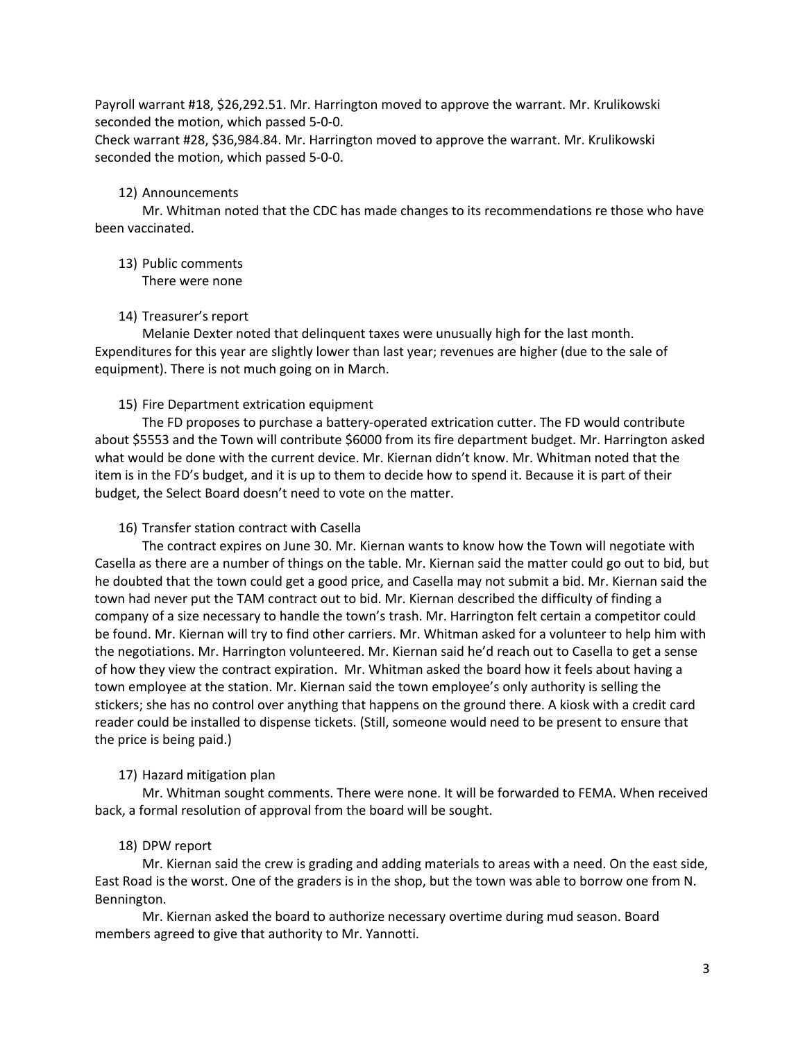Payroll warrant #18, $26,292.51. Mr. Harrington moved to approve the warrant. Mr. Krulikowski seconded the motion, which passed 5-0-0.

Check warrant #28, $36,984.84. Mr. Harrington moved to approve the warrant. Mr. Krulikowski seconded the motion, which passed 5-0-0.

12) Announcements

Mr. Whitman noted that the CDC has made changes to its recommendations re those who have been vaccinated.

13) Public comments

There were none

14) Treasurer's report

Melanie Dexter noted that delinquent taxes were unusually high for the last month. Expenditures for this year are slightly lower than last year; revenues are higher (due to the sale of equipment). There is not much going on in March.

15) Fire Department extrication equipment

The FD proposes to purchase a battery-operated extrication cutter. The FD would contribute about $5553 and the Town will contribute $6000 from its fire department budget. Mr. Harrington asked what would be done with the current device. Mr. Kiernan didn't know. Mr. Whitman noted that the item is in the FD's budget, and it is up to them to decide how to spend it. Because it is part of their budget, the Select Board doesn't need to vote on the matter.

16) Transfer station contract with Casella

The contract expires on June 30. Mr. Kiernan wants to know how the Town will negotiate with Casella as there are a number of things on the table. Mr. Kiernan said the matter could go out to bid, but he doubted that the town could get a good price, and Casella may not submit a bid. Mr. Kiernan said the town had never put the TAM contract out to bid. Mr. Kiernan described the difficulty of finding a company of a size necessary to handle the town's trash. Mr. Harrington felt certain a competitor could be found. Mr. Kiernan will try to find other carriers. Mr. Whitman asked for a volunteer to help him with the negotiations. Mr. Harrington volunteered. Mr. Kiernan said he'd reach out to Casella to get a sense of how they view the contract expiration. Mr. Whitman asked the board how it feels about having a town employee at the station. Mr. Kiernan said the town employee's only authority is selling the stickers; she has no control over anything that happens on the ground there. A kiosk with a credit card reader could be installed to dispense tickets. (Still, someone would need to be present to ensure that the price is being paid.)

17) Hazard mitigation plan

Mr. Whitman sought comments. There were none. It will be forwarded to FEMA. When received back, a formal resolution of approval from the board will be sought.

18) DPW report

Mr. Kiernan said the crew is grading and adding materials to areas with a need. On the east side, East Road is the worst. One of the graders is in the shop, but the town was able to borrow one from N. Bennington.

Mr. Kiernan asked the board to authorize necessary overtime during mud season. Board members agreed to give that authority to Mr. Yannotti.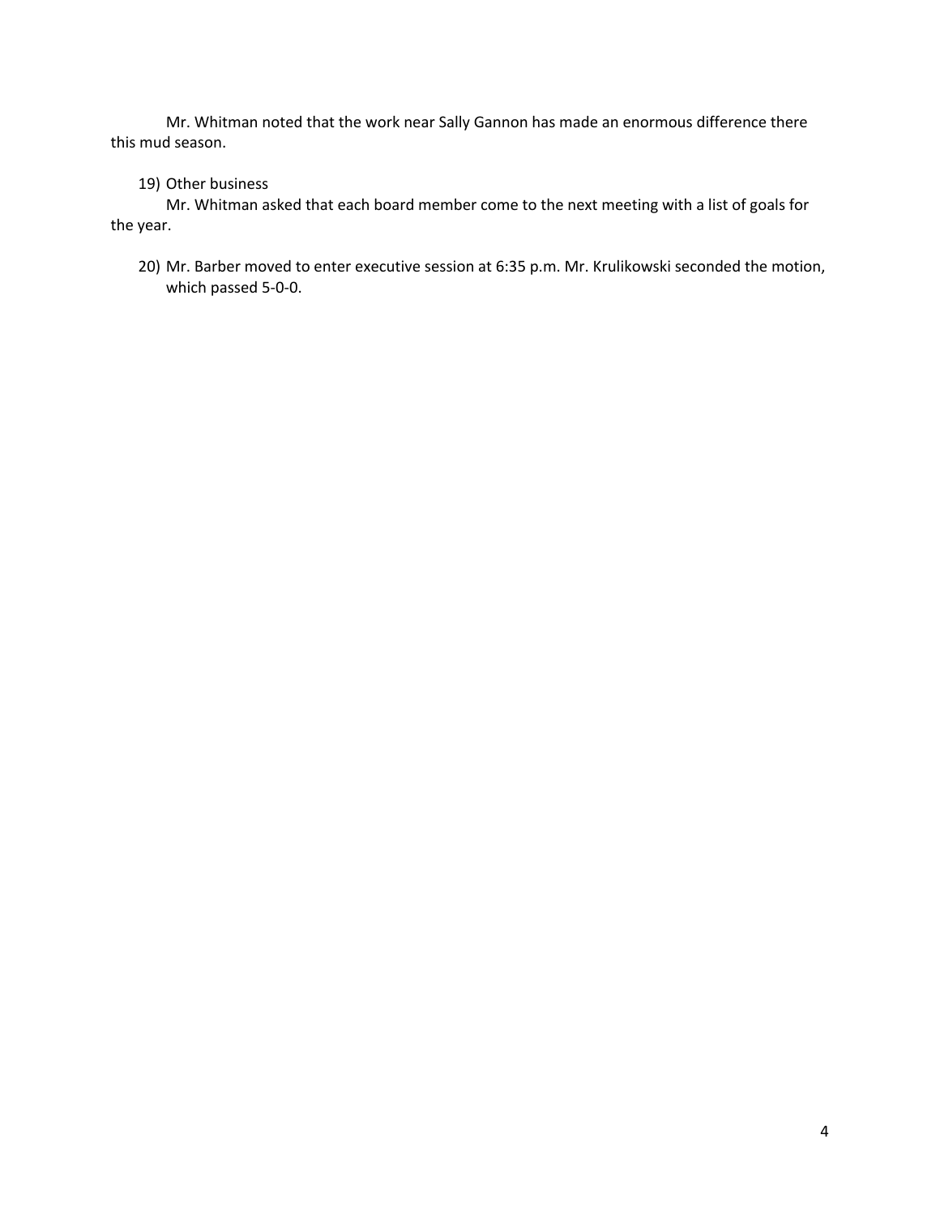Mr. Whitman noted that the work near Sally Gannon has made an enormous difference there this mud season.

19) Other business

Mr. Whitman asked that each board member come to the next meeting with a list of goals for the year.

20) Mr. Barber moved to enter executive session at 6:35 p.m. Mr. Krulikowski seconded the motion, which passed 5-0-0.